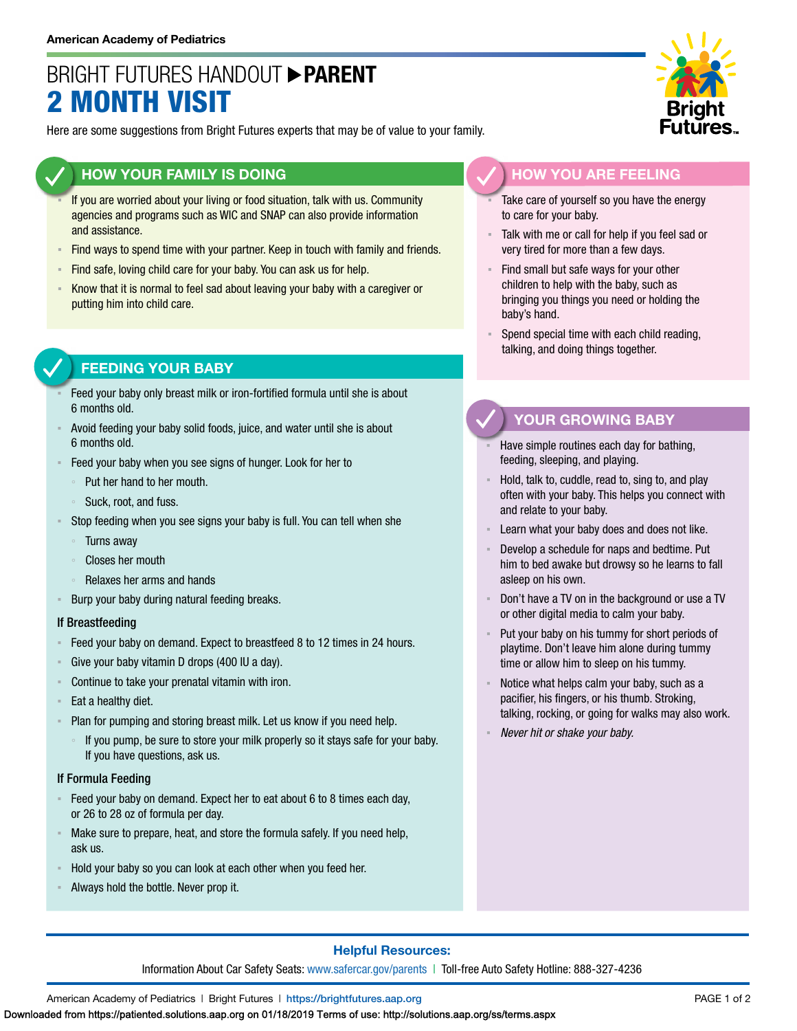American Academy of Pediatrics

# BRIGHT FUTURES HANDOUT ▶ PARENT
# 2 MONTH VISIT

Here are some suggestions from Bright Futures experts that may be of value to your family.

## HOW YOUR FAMILY IS DOING

- If you are worried about your living or food situation, talk with us. Community agencies and programs such as WIC and SNAP can also provide information and assistance.
- Find ways to spend time with your partner. Keep in touch with family and friends.
- Find safe, loving child care for your baby. You can ask us for help.
- Know that it is normal to feel sad about leaving your baby with a caregiver or putting him into child care.

## FEEDING YOUR BABY

- Feed your baby only breast milk or iron-fortified formula until she is about 6 months old.
- Avoid feeding your baby solid foods, juice, and water until she is about 6 months old.
- Feed your baby when you see signs of hunger. Look for her to
  - Put her hand to her mouth.
  - Suck, root, and fuss.
- Stop feeding when you see signs your baby is full. You can tell when she
  - Turns away
  - Closes her mouth
  - Relaxes her arms and hands
- Burp your baby during natural feeding breaks.

### If Breastfeeding

- Feed your baby on demand. Expect to breastfeed 8 to 12 times in 24 hours.
- Give your baby vitamin D drops (400 IU a day).
- Continue to take your prenatal vitamin with iron.
- Eat a healthy diet.
- Plan for pumping and storing breast milk. Let us know if you need help.
  - If you pump, be sure to store your milk properly so it stays safe for your baby. If you have questions, ask us.

### If Formula Feeding

- Feed your baby on demand. Expect her to eat about 6 to 8 times each day, or 26 to 28 oz of formula per day.
- Make sure to prepare, heat, and store the formula safely. If you need help, ask us.
- Hold your baby so you can look at each other when you feed her.
- Always hold the bottle. Never prop it.

## HOW YOU ARE FEELING

- Take care of yourself so you have the energy to care for your baby.
- Talk with me or call for help if you feel sad or very tired for more than a few days.
- Find small but safe ways for your other children to help with the baby, such as bringing you things you need or holding the baby's hand.
- Spend special time with each child reading, talking, and doing things together.

## YOUR GROWING BABY

- Have simple routines each day for bathing, feeding, sleeping, and playing.
- Hold, talk to, cuddle, read to, sing to, and play often with your baby. This helps you connect with and relate to your baby.
- Learn what your baby does and does not like.
- Develop a schedule for naps and bedtime. Put him to bed awake but drowsy so he learns to fall asleep on his own.
- Don't have a TV on in the background or use a TV or other digital media to calm your baby.
- Put your baby on his tummy for short periods of playtime. Don't leave him alone during tummy time or allow him to sleep on his tummy.
- Notice what helps calm your baby, such as a pacifier, his fingers, or his thumb. Stroking, talking, rocking, or going for walks may also work.
- *Never hit or shake your baby.*

**Helpful Resources:**

Information About Car Safety Seats: www.safercar.gov/parents | Toll-free Auto Safety Hotline: 888-327-4236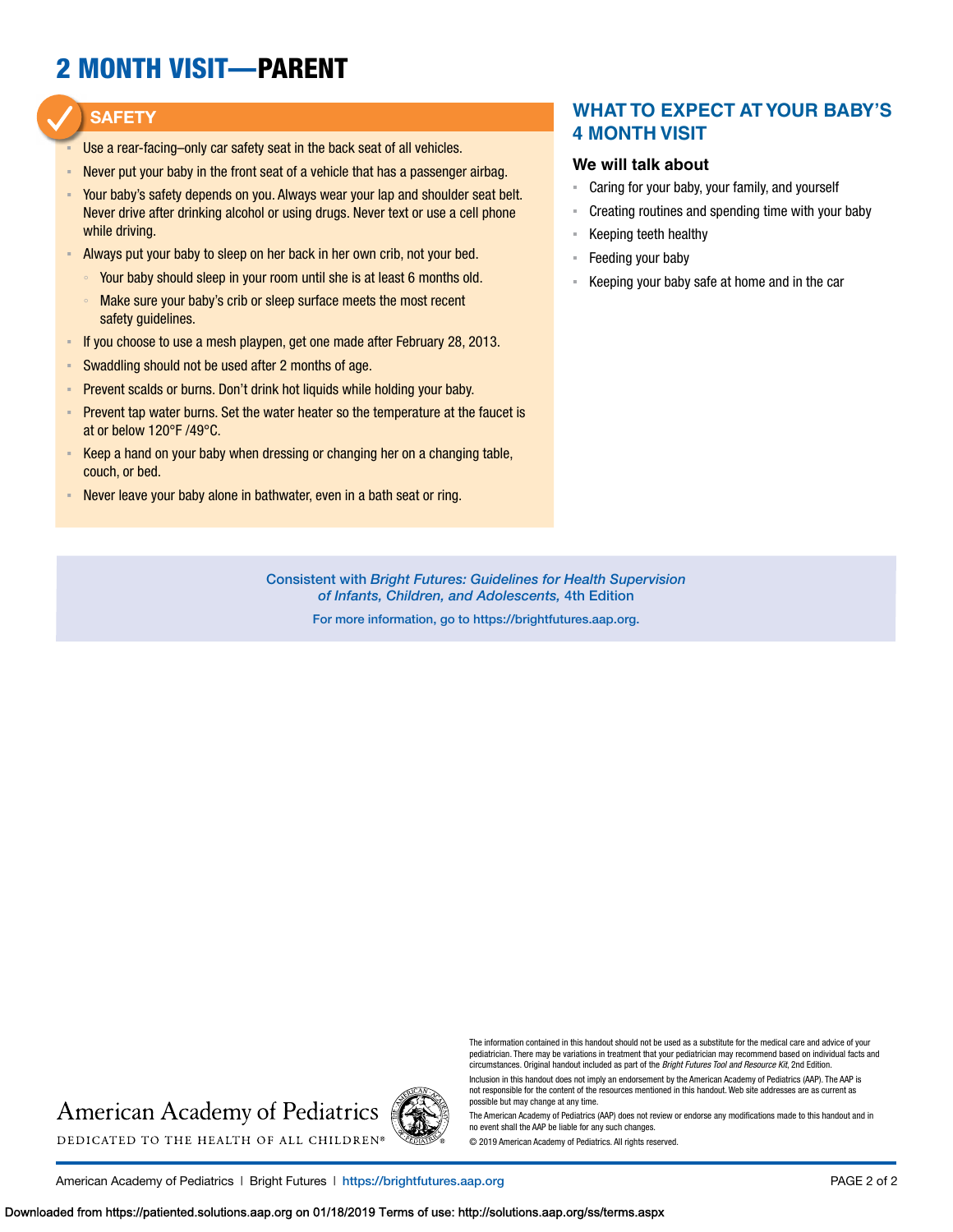# 2 MONTH VISIT—PARENT

## SAFETY

- Use a rear-facing–only car safety seat in the back seat of all vehicles.
- Never put your baby in the front seat of a vehicle that has a passenger airbag.
- Your baby's safety depends on you. Always wear your lap and shoulder seat belt. Never drive after drinking alcohol or using drugs. Never text or use a cell phone while driving.
- Always put your baby to sleep on her back in her own crib, not your bed.
  - Your baby should sleep in your room until she is at least 6 months old.
  - Make sure your baby's crib or sleep surface meets the most recent safety guidelines.
- If you choose to use a mesh playpen, get one made after February 28, 2013.
- Swaddling should not be used after 2 months of age.
- Prevent scalds or burns. Don't drink hot liquids while holding your baby.
- Prevent tap water burns. Set the water heater so the temperature at the faucet is at or below 120°F /49°C.
- Keep a hand on your baby when dressing or changing her on a changing table, couch, or bed.
- Never leave your baby alone in bathwater, even in a bath seat or ring.

## WHAT TO EXPECT AT YOUR BABY'S 4 MONTH VISIT

### We will talk about

- Caring for your baby, your family, and yourself
- Creating routines and spending time with your baby
- Keeping teeth healthy
- Feeding your baby
- Keeping your baby safe at home and in the car

Consistent with *Bright Futures: Guidelines for Health Supervision of Infants, Children, and Adolescents,* 4th Edition

For more information, go to https://brightfutures.aap.org.

American Academy of Pediatrics

DEDICATED TO THE HEALTH OF ALL CHILDREN®

The information contained in this handout should not be used as a substitute for the medical care and advice of your pediatrician. There may be variations in treatment that your pediatrician may recommend based on individual facts and circumstances. Original handout included as part of the *Bright Futures Tool and Resource Kit*, 2nd Edition.

Inclusion in this handout does not imply an endorsement by the American Academy of Pediatrics (AAP). The AAP is not responsible for the content of the resources mentioned in this handout. Web site addresses are as current as possible but may change at any time.

The American Academy of Pediatrics (AAP) does not review or endorse any modifications made to this handout and in no event shall the AAP be liable for any such changes.

© 2019 American Academy of Pediatrics. All rights reserved.